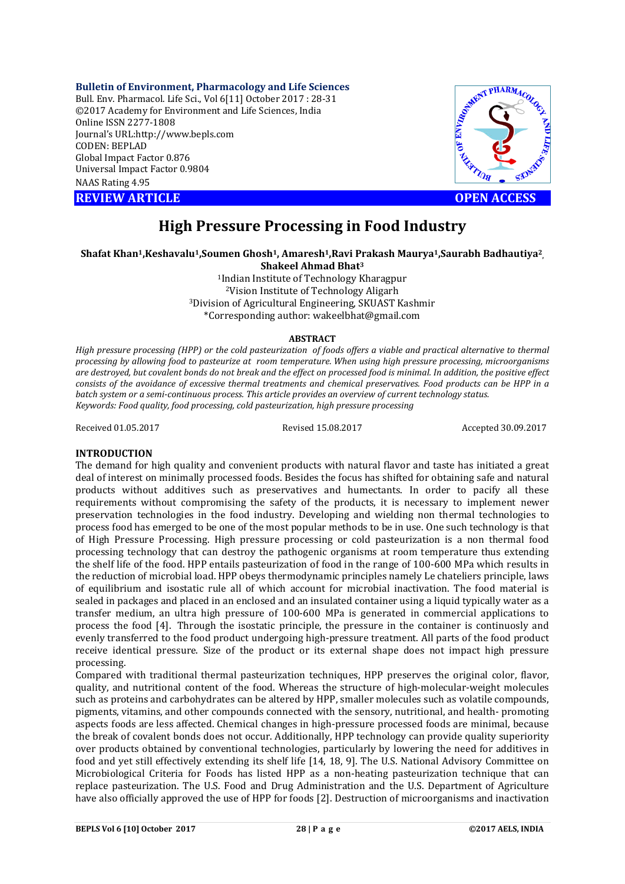**Bulletin of Environment, Pharmacology and Life Sciences**
Bull. Env. Pharmacol. Life Sci., Vol 6[11] October 2017 : 28-31
©2017 Academy for Environment and Life Sciences, India
Online ISSN 2277-1808
Journal's URL:http://www.bepls.com
CODEN: BEPLAD
Global Impact Factor 0.876
Universal Impact Factor 0.9804
NAAS Rating 4.95

**REVIEW ARTICLE** **OPEN ACCESS**

# High Pressure Processing in Food Industry

**Shafat Khan[1],Keshavalu[1],Soumen Ghosh[1], Amaresh[1],Ravi Prakash Maurya[1],Saurabh Badhautiya[2], Shakeel Ahmad Bhat[3]**

[1]Indian Institute of Technology Kharagpur
[2]Vision Institute of Technology Aligarh
[3]Division of Agricultural Engineering, SKUAST Kashmir
*Corresponding author: wakeelbhat@gmail.com

**ABSTRACT**

*High pressure processing (HPP) or the cold pasteurization of foods offers a viable and practical alternative to thermal processing by allowing food to pasteurize at room temperature. When using high pressure processing, microorganisms are destroyed, but covalent bonds do not break and the effect on processed food is minimal. In addition, the positive effect consists of the avoidance of excessive thermal treatments and chemical preservatives. Food products can be HPP in a batch system or a semi-continuous process. This article provides an overview of current technology status.*
*Keywords: Food quality, food processing, cold pasteurization, high pressure processing*

Received 01.05.2017 Revised 15.08.2017 Accepted 30.09.2017

## INTRODUCTION

The demand for high quality and convenient products with natural flavor and taste has initiated a great deal of interest on minimally processed foods. Besides the focus has shifted for obtaining safe and natural products without additives such as preservatives and humectants. In order to pacify all these requirements without compromising the safety of the products, it is necessary to implement newer preservation technologies in the food industry. Developing and wielding non thermal technologies to process food has emerged to be one of the most popular methods to be in use. One such technology is that of High Pressure Processing. High pressure processing or cold pasteurization is a non thermal food processing technology that can destroy the pathogenic organisms at room temperature thus extending the shelf life of the food. HPP entails pasteurization of food in the range of 100-600 MPa which results in the reduction of microbial load. HPP obeys thermodynamic principles namely Le chateliers principle, laws of equilibrium and isostatic rule all of which account for microbial inactivation. The food material is sealed in packages and placed in an enclosed and an insulated container using a liquid typically water as a transfer medium, an ultra high pressure of 100-600 MPa is generated in commercial applications to process the food [4]. Through the isostatic principle, the pressure in the container is continuously and evenly transferred to the food product undergoing high-pressure treatment. All parts of the food product receive identical pressure. Size of the product or its external shape does not impact high pressure processing.

Compared with traditional thermal pasteurization techniques, HPP preserves the original color, flavor, quality, and nutritional content of the food. Whereas the structure of high-molecular-weight molecules such as proteins and carbohydrates can be altered by HPP, smaller molecules such as volatile compounds, pigments, vitamins, and other compounds connected with the sensory, nutritional, and health- promoting aspects foods are less affected. Chemical changes in high-pressure processed foods are minimal, because the break of covalent bonds does not occur. Additionally, HPP technology can provide quality superiority over products obtained by conventional technologies, particularly by lowering the need for additives in food and yet still effectively extending its shelf life [14, 18, 9]. The U.S. National Advisory Committee on Microbiological Criteria for Foods has listed HPP as a non-heating pasteurization technique that can replace pasteurization. The U.S. Food and Drug Administration and the U.S. Department of Agriculture have also officially approved the use of HPP for foods [2]. Destruction of microorganisms and inactivation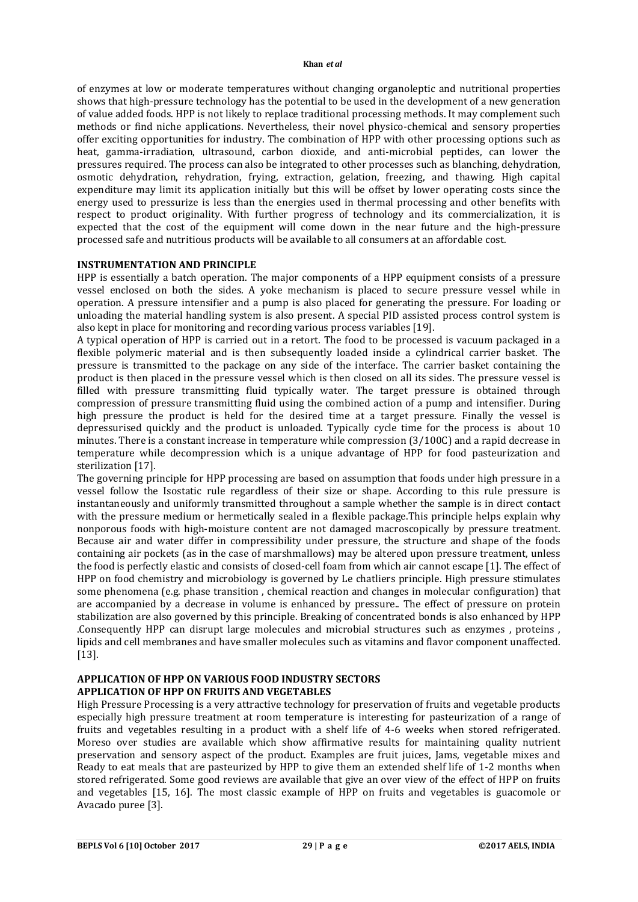of enzymes at low or moderate temperatures without changing organoleptic and nutritional properties shows that high-pressure technology has the potential to be used in the development of a new generation of value added foods. HPP is not likely to replace traditional processing methods. It may complement such methods or find niche applications. Nevertheless, their novel physico-chemical and sensory properties offer exciting opportunities for industry. The combination of HPP with other processing options such as heat, gamma-irradiation, ultrasound, carbon dioxide, and anti-microbial peptides, can lower the pressures required. The process can also be integrated to other processes such as blanching, dehydration, osmotic dehydration, rehydration, frying, extraction, gelation, freezing, and thawing. High capital expenditure may limit its application initially but this will be offset by lower operating costs since the energy used to pressurize is less than the energies used in thermal processing and other benefits with respect to product originality. With further progress of technology and its commercialization, it is expected that the cost of the equipment will come down in the near future and the high-pressure processed safe and nutritious products will be available to all consumers at an affordable cost.

## INSTRUMENTATION AND PRINCIPLE

HPP is essentially a batch operation. The major components of a HPP equipment consists of a pressure vessel enclosed on both the sides. A yoke mechanism is placed to secure pressure vessel while in operation. A pressure intensifier and a pump is also placed for generating the pressure. For loading or unloading the material handling system is also present. A special PID assisted process control system is also kept in place for monitoring and recording various process variables [19].

A typical operation of HPP is carried out in a retort. The food to be processed is vacuum packaged in a flexible polymeric material and is then subsequently loaded inside a cylindrical carrier basket. The pressure is transmitted to the package on any side of the interface. The carrier basket containing the product is then placed in the pressure vessel which is then closed on all its sides. The pressure vessel is filled with pressure transmitting fluid typically water. The target pressure is obtained through compression of pressure transmitting fluid using the combined action of a pump and intensifier. During high pressure the product is held for the desired time at a target pressure. Finally the vessel is depressurised quickly and the product is unloaded. Typically cycle time for the process is about 10 minutes. There is a constant increase in temperature while compression (3/100C) and a rapid decrease in temperature while decompression which is a unique advantage of HPP for food pasteurization and sterilization [17].

The governing principle for HPP processing are based on assumption that foods under high pressure in a vessel follow the Isostatic rule regardless of their size or shape. According to this rule pressure is instantaneously and uniformly transmitted throughout a sample whether the sample is in direct contact with the pressure medium or hermetically sealed in a flexible package.This principle helps explain why nonporous foods with high-moisture content are not damaged macroscopically by pressure treatment. Because air and water differ in compressibility under pressure, the structure and shape of the foods containing air pockets (as in the case of marshmallows) may be altered upon pressure treatment, unless the food is perfectly elastic and consists of closed-cell foam from which air cannot escape [1]. The effect of HPP on food chemistry and microbiology is governed by Le chatliers principle. High pressure stimulates some phenomena (e.g. phase transition , chemical reaction and changes in molecular configuration) that are accompanied by a decrease in volume is enhanced by pressure.. The effect of pressure on protein stabilization are also governed by this principle. Breaking of concentrated bonds is also enhanced by HPP .Consequently HPP can disrupt large molecules and microbial structures such as enzymes , proteins , lipids and cell membranes and have smaller molecules such as vitamins and flavor component unaffected. [13].

## APPLICATION OF HPP ON VARIOUS FOOD INDUSTRY SECTORS

### APPLICATION OF HPP ON FRUITS AND VEGETABLES

High Pressure Processing is a very attractive technology for preservation of fruits and vegetable products especially high pressure treatment at room temperature is interesting for pasteurization of a range of fruits and vegetables resulting in a product with a shelf life of 4-6 weeks when stored refrigerated. Moreso over studies are available which show affirmative results for maintaining quality nutrient preservation and sensory aspect of the product. Examples are fruit juices, Jams, vegetable mixes and Ready to eat meals that are pasteurized by HPP to give them an extended shelf life of 1-2 months when stored refrigerated. Some good reviews are available that give an over view of the effect of HPP on fruits and vegetables [15, 16]. The most classic example of HPP on fruits and vegetables is guacomole or Avacado puree [3].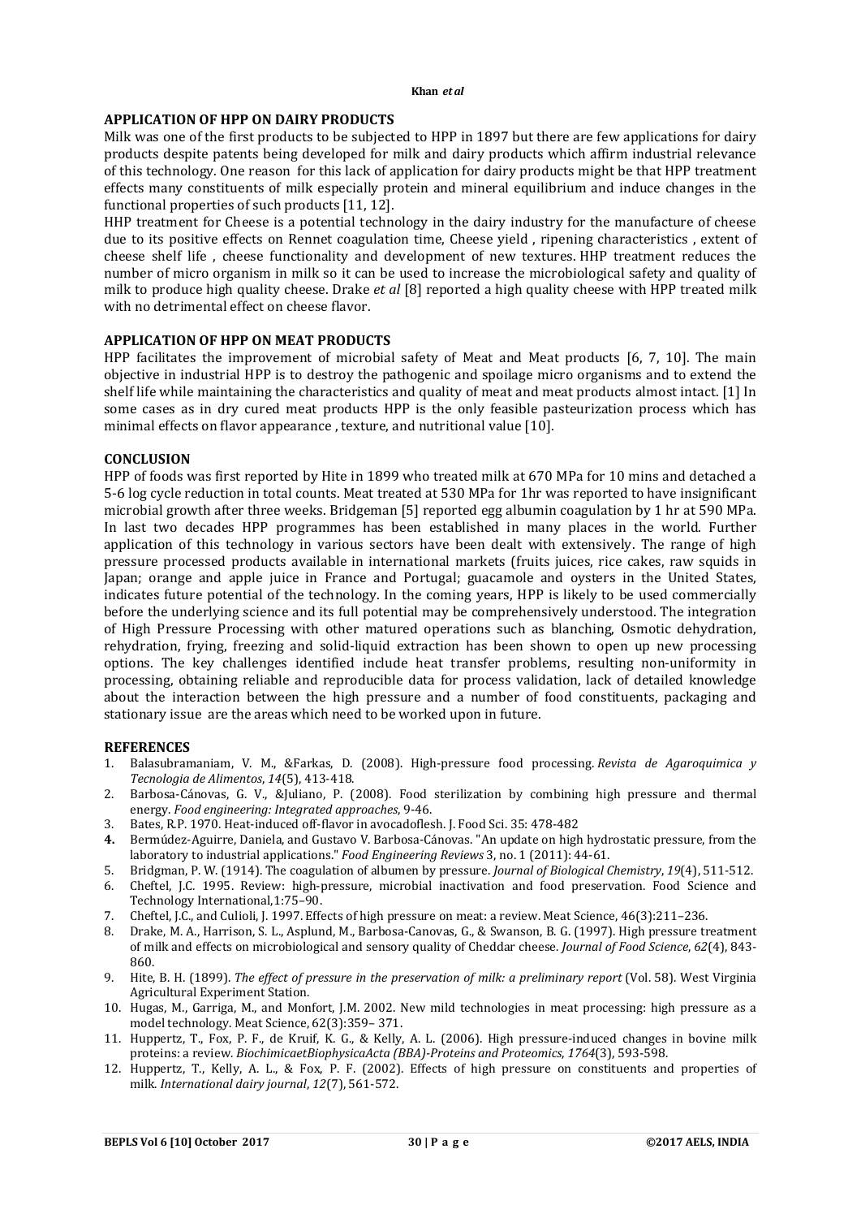## APPLICATION OF HPP ON DAIRY PRODUCTS

Milk was one of the first products to be subjected to HPP in 1897 but there are few applications for dairy products despite patents being developed for milk and dairy products which affirm industrial relevance of this technology. One reason for this lack of application for dairy products might be that HPP treatment effects many constituents of milk especially protein and mineral equilibrium and induce changes in the functional properties of such products [11, 12].

HHP treatment for Cheese is a potential technology in the dairy industry for the manufacture of cheese due to its positive effects on Rennet coagulation time, Cheese yield , ripening characteristics , extent of cheese shelf life , cheese functionality and development of new textures. HHP treatment reduces the number of micro organism in milk so it can be used to increase the microbiological safety and quality of milk to produce high quality cheese. Drake *et al* [8] reported a high quality cheese with HPP treated milk with no detrimental effect on cheese flavor.

## APPLICATION OF HPP ON MEAT PRODUCTS

HPP facilitates the improvement of microbial safety of Meat and Meat products [6, 7, 10]. The main objective in industrial HPP is to destroy the pathogenic and spoilage micro organisms and to extend the shelf life while maintaining the characteristics and quality of meat and meat products almost intact. [1] In some cases as in dry cured meat products HPP is the only feasible pasteurization process which has minimal effects on flavor appearance , texture, and nutritional value [10].

## CONCLUSION

HPP of foods was first reported by Hite in 1899 who treated milk at 670 MPa for 10 mins and detached a 5-6 log cycle reduction in total counts. Meat treated at 530 MPa for 1hr was reported to have insignificant microbial growth after three weeks. Bridgeman [5] reported egg albumin coagulation by 1 hr at 590 MPa. In last two decades HPP programmes has been established in many places in the world. Further application of this technology in various sectors have been dealt with extensively. The range of high pressure processed products available in international markets (fruits juices, rice cakes, raw squids in Japan; orange and apple juice in France and Portugal; guacamole and oysters in the United States, indicates future potential of the technology. In the coming years, HPP is likely to be used commercially before the underlying science and its full potential may be comprehensively understood. The integration of High Pressure Processing with other matured operations such as blanching, Osmotic dehydration, rehydration, frying, freezing and solid-liquid extraction has been shown to open up new processing options. The key challenges identified include heat transfer problems, resulting non-uniformity in processing, obtaining reliable and reproducible data for process validation, lack of detailed knowledge about the interaction between the high pressure and a number of food constituents, packaging and stationary issue are the areas which need to be worked upon in future.

## REFERENCES

1. Balasubramaniam, V. M., &Farkas, D. (2008). High-pressure food processing. *Revista de Agaroquimica y Tecnologia de Alimentos*, *14*(5), 413-418.
2. Barbosa-Cánovas, G. V., &Juliano, P. (2008). Food sterilization by combining high pressure and thermal energy. *Food engineering: Integrated approaches*, 9-46.
3. Bates, R.P. 1970. Heat-induced off-flavor in avocadoflesh. J. Food Sci. 35: 478-482
4. Bermúdez-Aguirre, Daniela, and Gustavo V. Barbosa-Cánovas. "An update on high hydrostatic pressure, from the laboratory to industrial applications." *Food Engineering Reviews* 3, no. 1 (2011): 44-61.
5. Bridgman, P. W. (1914). The coagulation of albumen by pressure. *Journal of Biological Chemistry*, *19*(4), 511-512.
6. Cheftel, J.C. 1995. Review: high-pressure, microbial inactivation and food preservation. Food Science and Technology International,1:75–90.
7. Cheftel, J.C., and Culioli, J. 1997. Effects of high pressure on meat: a review. Meat Science, 46(3):211–236.
8. Drake, M. A., Harrison, S. L., Asplund, M., Barbosa-Canovas, G., & Swanson, B. G. (1997). High pressure treatment of milk and effects on microbiological and sensory quality of Cheddar cheese. *Journal of Food Science*, *62*(4), 843-860.
9. Hite, B. H. (1899). *The effect of pressure in the preservation of milk: a preliminary report* (Vol. 58). West Virginia Agricultural Experiment Station.
10. Hugas, M., Garriga, M., and Monfort, J.M. 2002. New mild technologies in meat processing: high pressure as a model technology. Meat Science, 62(3):359– 371.
11. Huppertz, T., Fox, P. F., de Kruif, K. G., & Kelly, A. L. (2006). High pressure-induced changes in bovine milk proteins: a review. *BiochimicaetBiophysicaActa (BBA)-Proteins and Proteomics*, *1764*(3), 593-598.
12. Huppertz, T., Kelly, A. L., & Fox, P. F. (2002). Effects of high pressure on constituents and properties of milk. *International dairy journal*, *12*(7), 561-572.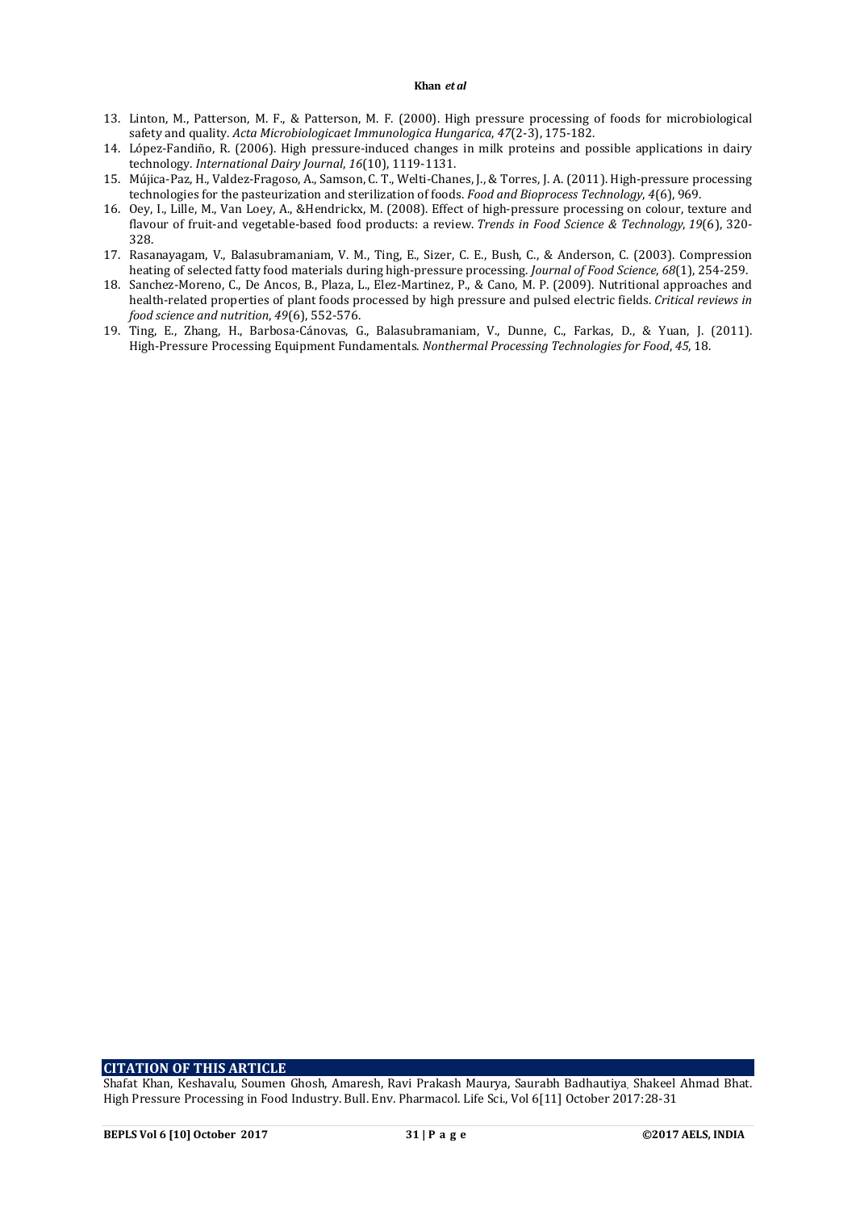13. Linton, M., Patterson, M. F., & Patterson, M. F. (2000). High pressure processing of foods for microbiological safety and quality. *Acta Microbiologicaet Immunologica Hungarica*, *47*(2-3), 175-182.
14. López-Fandiño, R. (2006). High pressure-induced changes in milk proteins and possible applications in dairy technology. *International Dairy Journal*, *16*(10), 1119-1131.
15. Mújica-Paz, H., Valdez-Fragoso, A., Samson, C. T., Welti-Chanes, J., & Torres, J. A. (2011). High-pressure processing technologies for the pasteurization and sterilization of foods. *Food and Bioprocess Technology*, *4*(6), 969.
16. Oey, I., Lille, M., Van Loey, A., &Hendrickx, M. (2008). Effect of high-pressure processing on colour, texture and flavour of fruit-and vegetable-based food products: a review. *Trends in Food Science & Technology*, *19*(6), 320-328.
17. Rasanayagam, V., Balasubramaniam, V. M., Ting, E., Sizer, C. E., Bush, C., & Anderson, C. (2003). Compression heating of selected fatty food materials during high-pressure processing. *Journal of Food Science*, *68*(1), 254-259.
18. Sanchez-Moreno, C., De Ancos, B., Plaza, L., Elez-Martinez, P., & Cano, M. P. (2009). Nutritional approaches and health-related properties of plant foods processed by high pressure and pulsed electric fields. *Critical reviews in food science and nutrition*, *49*(6), 552-576.
19. Ting, E., Zhang, H., Barbosa-Cánovas, G., Balasubramaniam, V., Dunne, C., Farkas, D., & Yuan, J. (2011). High-Pressure Processing Equipment Fundamentals. *Nonthermal Processing Technologies for Food*, *45*, 18.

**CITATION OF THIS ARTICLE**

Shafat Khan, Keshavalu, Soumen Ghosh, Amaresh, Ravi Prakash Maurya, Saurabh Badhautiya, Shakeel Ahmad Bhat. High Pressure Processing in Food Industry. Bull. Env. Pharmacol. Life Sci., Vol 6[11] October 2017:28-31